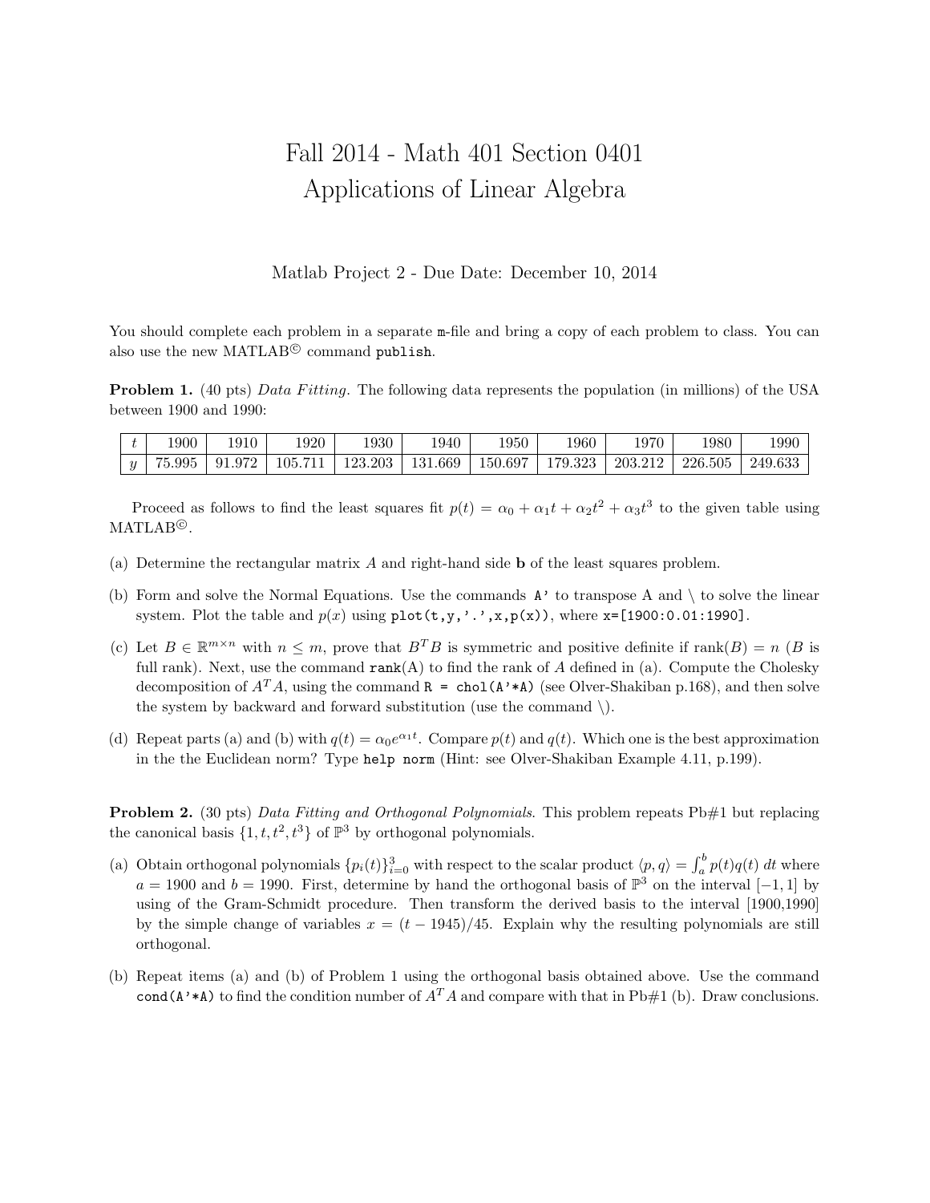# Fall 2014 - Math 401 Section 0401
# Applications of Linear Algebra

Matlab Project 2 - Due Date: December 10, 2014

You should complete each problem in a separate `m`-file and bring a copy of each problem to class. You can also use the new MATLAB© command `publish`.

**Problem 1.** (40 pts) *Data Fitting.* The following data represents the population (in millions) of the USA between 1900 and 1990:

| $t$ | 1900 | 1910 | 1920 | 1930 | 1940 | 1950 | 1960 | 1970 | 1980 | 1990 |
|---|---|---|---|---|---|---|---|---|---|---|
| $y$ | 75.995 | 91.972 | 105.711 | 123.203 | 131.669 | 150.697 | 179.323 | 203.212 | 226.505 | 249.633 |

Proceed as follows to find the least squares fit $p(t) = \alpha_0 + \alpha_1 t + \alpha_2 t^2 + \alpha_3 t^3$ to the given table using MATLAB©.

(a) Determine the rectangular matrix $A$ and right-hand side $\mathbf{b}$ of the least squares problem.

(b) Form and solve the Normal Equations. Use the commands `A'` to transpose A and \ to solve the linear system. Plot the table and $p(x)$ using `plot(t,y,'.',x,p(x))`, where `x=[1900:0.01:1990]`.

(c) Let $B \in \mathbb{R}^{m\times n}$ with $n \leq m$, prove that $B^T B$ is symmetric and positive definite if $\text{rank}(B) = n$ ($B$ is full rank). Next, use the command `rank(A)` to find the rank of $A$ defined in (a). Compute the Cholesky decomposition of $A^T A$, using the command `R = chol(A'*A)` (see Olver-Shakiban p.168), and then solve the system by backward and forward substitution (use the command \).

(d) Repeat parts (a) and (b) with $q(t) = \alpha_0 e^{\alpha_1 t}$. Compare $p(t)$ and $q(t)$. Which one is the best approximation in the the Euclidean norm? Type `help norm` (Hint: see Olver-Shakiban Example 4.11, p.199).

**Problem 2.** (30 pts) *Data Fitting and Orthogonal Polynomials.* This problem repeats Pb#1 but replacing the canonical basis $\{1, t, t^2, t^3\}$ of $\mathbb{P}^3$ by orthogonal polynomials.

(a) Obtain orthogonal polynomials $\{p_i(t)\}_{i=0}^{3}$ with respect to the scalar product $\langle p, q\rangle = \int_a^b p(t)q(t)\, dt$ where $a = 1900$ and $b = 1990$. First, determine by hand the orthogonal basis of $\mathbb{P}^3$ on the interval $[-1, 1]$ by using of the Gram-Schmidt procedure. Then transform the derived basis to the interval [1900,1990] by the simple change of variables $x = (t - 1945)/45$. Explain why the resulting polynomials are still orthogonal.

(b) Repeat items (a) and (b) of Problem 1 using the orthogonal basis obtained above. Use the command `cond(A'*A)` to find the condition number of $A^T A$ and compare with that in Pb#1 (b). Draw conclusions.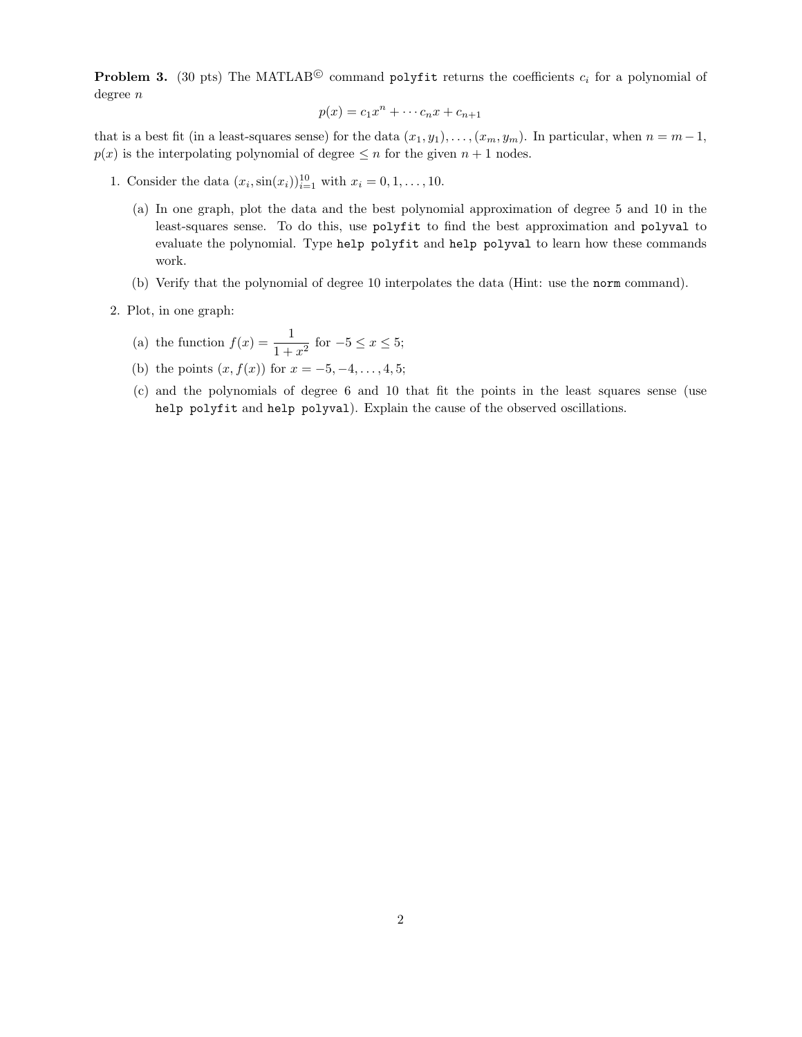**Problem 3.** (30 pts) The MATLAB© command `polyfit` returns the coefficients $c_i$ for a polynomial of degree $n$

$$p(x) = c_1 x^n + \cdots c_n x + c_{n+1}$$

that is a best fit (in a least-squares sense) for the data $(x_1, y_1), \ldots, (x_m, y_m)$. In particular, when $n = m - 1$, $p(x)$ is the interpolating polynomial of degree $\leq n$ for the given $n + 1$ nodes.

1. Consider the data $(x_i, \sin(x_i))_{i=1}^{10}$ with $x_i = 0, 1, \ldots, 10$.

   (a) In one graph, plot the data and the best polynomial approximation of degree 5 and 10 in the least-squares sense. To do this, use `polyfit` to find the best approximation and `polyval` to evaluate the polynomial. Type `help polyfit` and `help polyval` to learn how these commands work.

   (b) Verify that the polynomial of degree 10 interpolates the data (Hint: use the `norm` command).

2. Plot, in one graph:

   (a) the function $f(x) = \dfrac{1}{1+x^2}$ for $-5 \leq x \leq 5$;

   (b) the points $(x, f(x))$ for $x = -5, -4, \ldots, 4, 5$;

   (c) and the polynomials of degree 6 and 10 that fit the points in the least squares sense (use `help polyfit` and `help polyval`). Explain the cause of the observed oscillations.